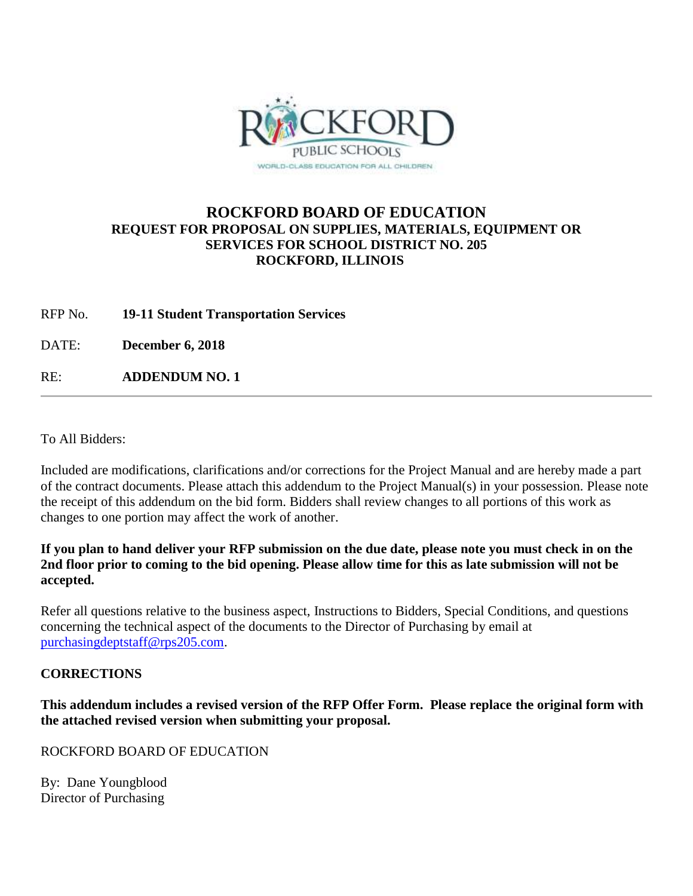# ROCKFORD BOARD OF EDUCATION

## REQUEST FOR PROPOSAL ON SUPPLIES, MATERIALS, EQUIPMENT OR SERVICES FOR SCHOOL DISTRICT NO. 205 ROCKFORD, ILLINOIS

RFP No. **19-11 Student Transportation Services**

DATE: **December 6, 2018**

RE: **ADDENDUM NO. 1**

---

To All Bidders:

Included are modifications, clarifications and/or corrections for the Project Manual and are hereby made a part of the contract documents. Please attach this addendum to the Project Manual(s) in your possession. Please note the receipt of this addendum on the bid form. Bidders shall review changes to all portions of this work as changes to one portion may affect the work of another.

**If you plan to hand deliver your RFP submission on the due date, please note you must check in on the 2nd floor prior to coming to the bid opening. Please allow time for this as late submission will not be accepted.**

Refer all questions relative to the business aspect, Instructions to Bidders, Special Conditions, and questions concerning the technical aspect of the documents to the Director of Purchasing by email at purchasingdeptstaff@rps205.com.

**CORRECTIONS**

**This addendum includes a revised version of the RFP Offer Form. Please replace the original form with the attached revised version when submitting your proposal.**

ROCKFORD BOARD OF EDUCATION

By: Dane Youngblood
Director of Purchasing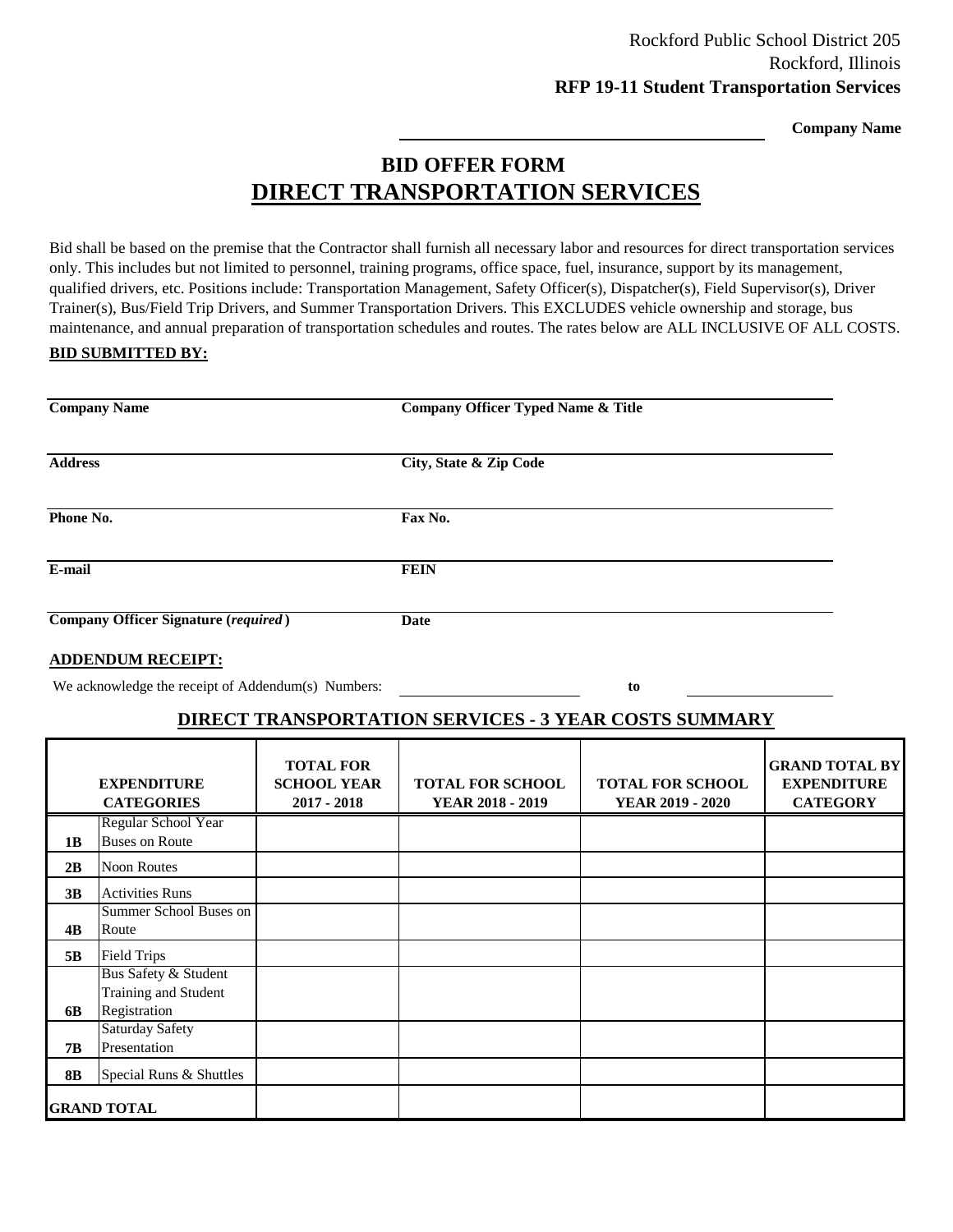Rockford Public School District 205
Rockford, Illinois
**RFP 19-11 Student Transportation Services**

**Company Name**

# BID OFFER FORM

## DIRECT TRANSPORTATION SERVICES

Bid shall be based on the premise that the Contractor shall furnish all necessary labor and resources for direct transportation services only. This includes but not limited to personnel, training programs, office space, fuel, insurance, support by its management, qualified drivers, etc. Positions include: Transportation Management, Safety Officer(s), Dispatcher(s), Field Supervisor(s), Driver Trainer(s), Bus/Field Trip Drivers, and Summer Transportation Drivers. This EXCLUDES vehicle ownership and storage, bus maintenance, and annual preparation of transportation schedules and routes. The rates below are ALL INCLUSIVE OF ALL COSTS.

**BID SUBMITTED BY:**

| | |
|---|---|
| **Company Name** | **Company Officer Typed Name & Title** |
| **Address** | **City, State & Zip Code** |
| **Phone No.** | **Fax No.** |
| **E-mail** | **FEIN** |
| **Company Officer Signature (*required*)** | **Date** |

**ADDENDUM RECEIPT:**

We acknowledge the receipt of Addendum(s) Numbers: ________________ **to** ________________

## DIRECT TRANSPORTATION SERVICES - 3 YEAR COSTS SUMMARY

| | EXPENDITURE CATEGORIES | TOTAL FOR SCHOOL YEAR 2017 - 2018 | TOTAL FOR SCHOOL YEAR 2018 - 2019 | TOTAL FOR SCHOOL YEAR 2019 - 2020 | GRAND TOTAL BY EXPENDITURE CATEGORY |
|---|---|---|---|---|---|
| **1B** | Regular School Year Buses on Route | | | | |
| **2B** | Noon Routes | | | | |
| **3B** | Activities Runs | | | | |
| **4B** | Summer School Buses on Route | | | | |
| **5B** | Field Trips | | | | |
| **6B** | Bus Safety & Student Training and Student Registration | | | | |
| **7B** | Saturday Safety Presentation | | | | |
| **8B** | Special Runs & Shuttles | | | | |
| **GRAND TOTAL** | | | | | |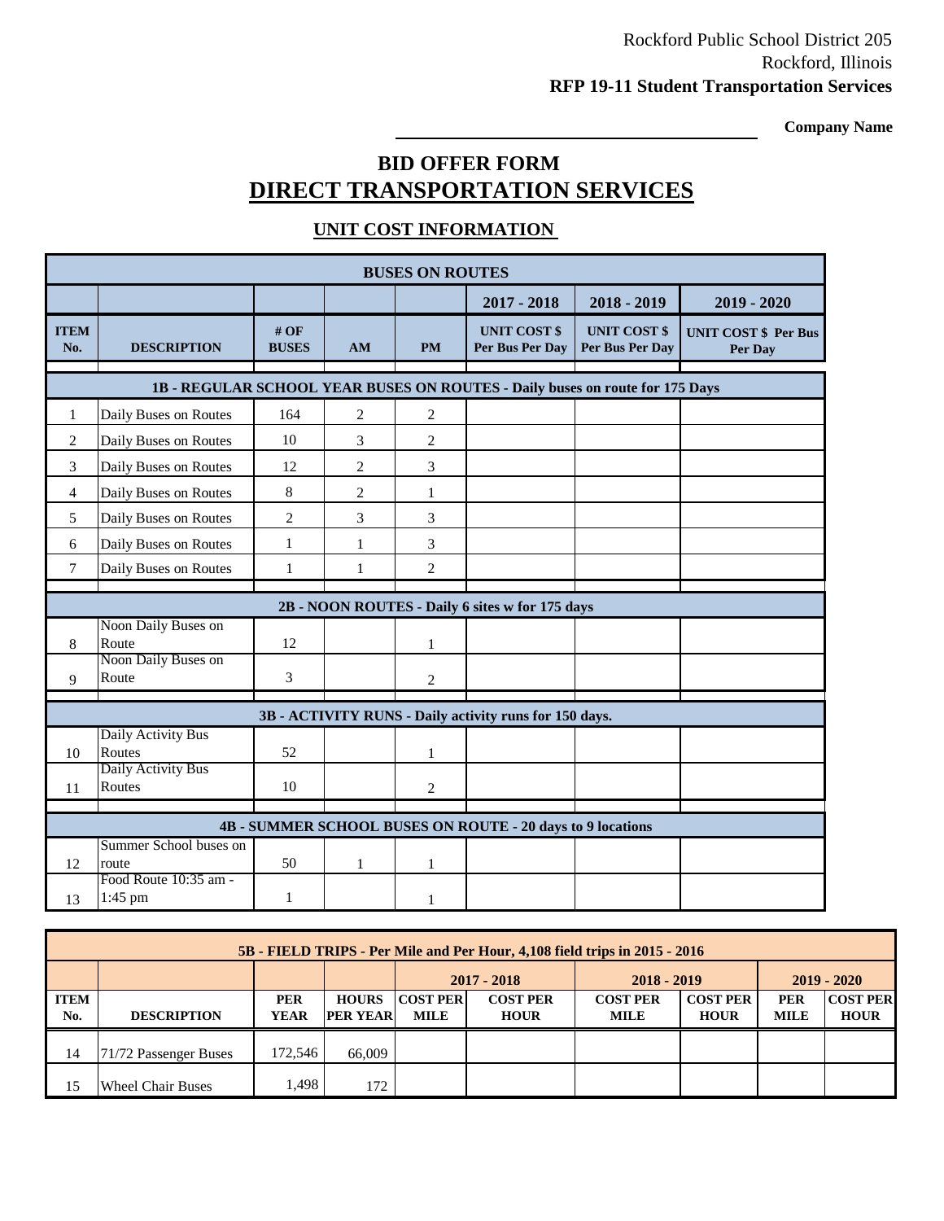Rockford Public School District 205
Rockford, Illinois
**RFP 19-11 Student Transportation Services**

**Company Name**

## BID OFFER FORM

## DIRECT TRANSPORTATION SERVICES

### UNIT COST INFORMATION

| BUSES ON ROUTES | | | | | | | |
|---|---|---|---|---|---|---|---|
| | | | | | 2017 - 2018 | 2018 - 2019 | 2019 - 2020 |
| ITEM No. | DESCRIPTION | # OF BUSES | AM | PM | UNIT COST $ Per Bus Per Day | UNIT COST $ Per Bus Per Day | UNIT COST $ Per Bus Per Day |
| **1B - REGULAR SCHOOL YEAR BUSES ON ROUTES - Daily buses on route for 175 Days** | | | | | | | |
| 1 | Daily Buses on Routes | 164 | 2 | 2 | | | |
| 2 | Daily Buses on Routes | 10 | 3 | 2 | | | |
| 3 | Daily Buses on Routes | 12 | 2 | 3 | | | |
| 4 | Daily Buses on Routes | 8 | 2 | 1 | | | |
| 5 | Daily Buses on Routes | 2 | 3 | 3 | | | |
| 6 | Daily Buses on Routes | 1 | 1 | 3 | | | |
| 7 | Daily Buses on Routes | 1 | 1 | 2 | | | |
| **2B - NOON ROUTES - Daily 6 sites w for 175 days** | | | | | | | |
| 8 | Noon Daily Buses on Route | 12 | | 1 | | | |
| 9 | Noon Daily Buses on Route | 3 | | 2 | | | |
| **3B - ACTIVITY RUNS - Daily activity runs for 150 days.** | | | | | | | |
| 10 | Daily Activity Bus Routes | 52 | | 1 | | | |
| 11 | Daily Activity Bus Routes | 10 | | 2 | | | |
| **4B - SUMMER SCHOOL BUSES ON ROUTE - 20 days to 9 locations** | | | | | | | |
| 12 | Summer School buses on route | 50 | 1 | 1 | | | |
| 13 | Food Route 10:35 am - 1:45 pm | 1 | | 1 | | | |

| 5B - FIELD TRIPS - Per Mile and Per Hour, 4,108 field trips in 2015 - 2016 | | | | | | | | | |
|---|---|---|---|---|---|---|---|---|---|
| | | | | 2017 - 2018 | | 2018 - 2019 | | 2019 - 2020 | |
| ITEM No. | DESCRIPTION | PER YEAR | HOURS PER YEAR | COST PER MILE | COST PER HOUR | COST PER MILE | COST PER HOUR | PER MILE | COST PER HOUR |
| 14 | 71/72 Passenger Buses | 172,546 | 66,009 | | | | | | |
| 15 | Wheel Chair Buses | 1,498 | 172 | | | | | | |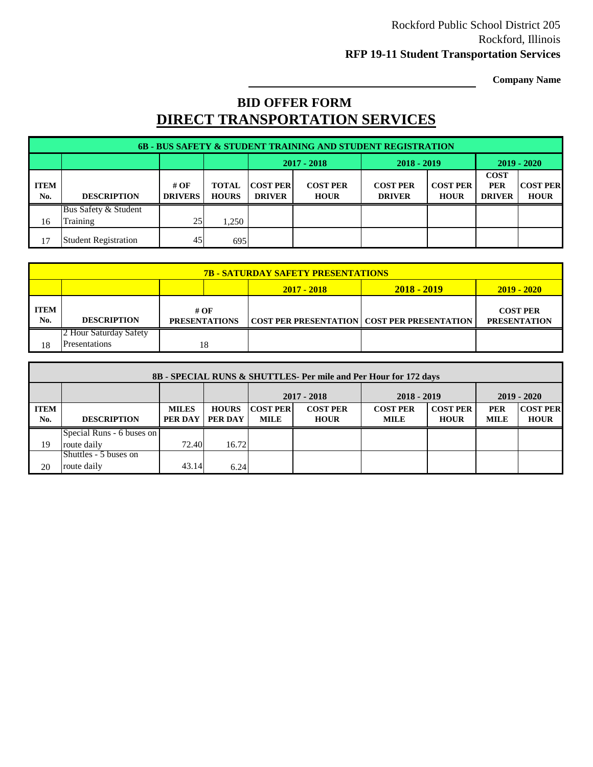Rockford Public School District 205
Rockford, Illinois
**RFP 19-11 Student Transportation Services**

**Company Name**

# BID OFFER FORM
## DIRECT TRANSPORTATION SERVICES

| 6B - BUS SAFETY & STUDENT TRAINING AND STUDENT REGISTRATION | | | | | | | | | |
|---|---|---|---|---|---|---|---|---|---|
| | | | | 2017 - 2018 | | 2018 - 2019 | | 2019 - 2020 | |
| ITEM No. | DESCRIPTION | # OF DRIVERS | TOTAL HOURS | COST PER DRIVER | COST PER HOUR | COST PER DRIVER | COST PER HOUR | COST PER DRIVER | COST PER HOUR |
| 16 | Bus Safety & Student Training | 25 | 1,250 | | | | | | |
| 17 | Student Registration | 45 | 695 | | | | | | |

| 7B - SATURDAY SAFETY PRESENTATIONS | | | | | |
|---|---|---|---|---|---|
| | | | 2017 - 2018 | 2018 - 2019 | 2019 - 2020 |
| ITEM No. | DESCRIPTION | # OF PRESENTATIONS | COST PER PRESENTATION | COST PER PRESENTATION | COST PER PRESENTATION |
| 18 | 2 Hour Saturday Safety Presentations | 18 | | | |

| 8B - SPECIAL RUNS & SHUTTLES- Per mile and Per Hour for 172 days | | | | | | | | | |
|---|---|---|---|---|---|---|---|---|---|
| | | | | 2017 - 2018 | | 2018 - 2019 | | 2019 - 2020 | |
| ITEM No. | DESCRIPTION | MILES PER DAY | HOURS PER DAY | COST PER MILE | COST PER HOUR | COST PER MILE | COST PER HOUR | PER MILE | COST PER HOUR |
| 19 | Special Runs - 6 buses on route daily | 72.40 | 16.72 | | | | | | |
| 20 | Shuttles - 5 buses on route daily | 43.14 | 6.24 | | | | | | |